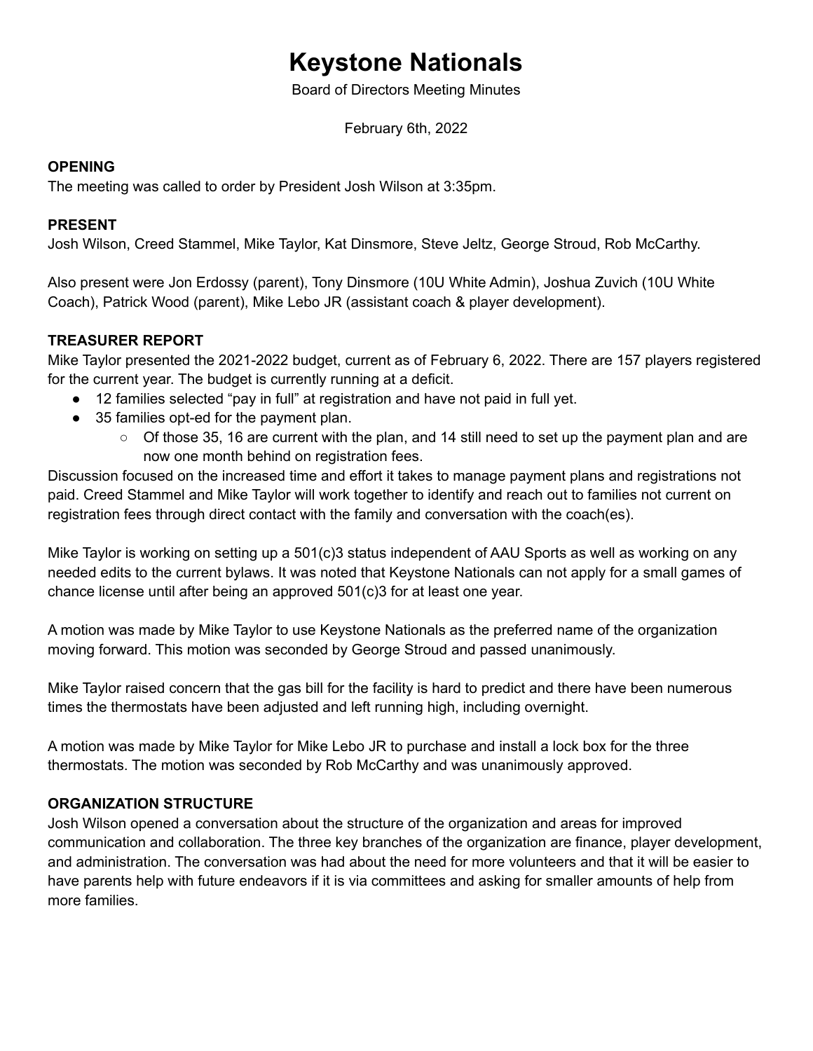# Keystone Nationals

Board of Directors Meeting Minutes

February 6th, 2022

**OPENING**

The meeting was called to order by President Josh Wilson at 3:35pm.

**PRESENT**

Josh Wilson, Creed Stammel, Mike Taylor, Kat Dinsmore, Steve Jeltz, George Stroud, Rob McCarthy.

Also present were Jon Erdossy (parent), Tony Dinsmore (10U White Admin), Joshua Zuvich (10U White Coach), Patrick Wood (parent), Mike Lebo JR (assistant coach & player development).

**TREASURER REPORT**

Mike Taylor presented the 2021-2022 budget, current as of February 6, 2022. There are 157 players registered for the current year. The budget is currently running at a deficit.

- 12 families selected "pay in full" at registration and have not paid in full yet.
- 35 families opt-ed for the payment plan.
    - Of those 35, 16 are current with the plan, and 14 still need to set up the payment plan and are now one month behind on registration fees.

Discussion focused on the increased time and effort it takes to manage payment plans and registrations not paid. Creed Stammel and Mike Taylor will work together to identify and reach out to families not current on registration fees through direct contact with the family and conversation with the coach(es).

Mike Taylor is working on setting up a 501(c)3 status independent of AAU Sports as well as working on any needed edits to the current bylaws. It was noted that Keystone Nationals can not apply for a small games of chance license until after being an approved 501(c)3 for at least one year.

A motion was made by Mike Taylor to use Keystone Nationals as the preferred name of the organization moving forward. This motion was seconded by George Stroud and passed unanimously.

Mike Taylor raised concern that the gas bill for the facility is hard to predict and there have been numerous times the thermostats have been adjusted and left running high, including overnight.

A motion was made by Mike Taylor for Mike Lebo JR to purchase and install a lock box for the three thermostats. The motion was seconded by Rob McCarthy and was unanimously approved.

**ORGANIZATION STRUCTURE**

Josh Wilson opened a conversation about the structure of the organization and areas for improved communication and collaboration. The three key branches of the organization are finance, player development, and administration. The conversation was had about the need for more volunteers and that it will be easier to have parents help with future endeavors if it is via committees and asking for smaller amounts of help from more families.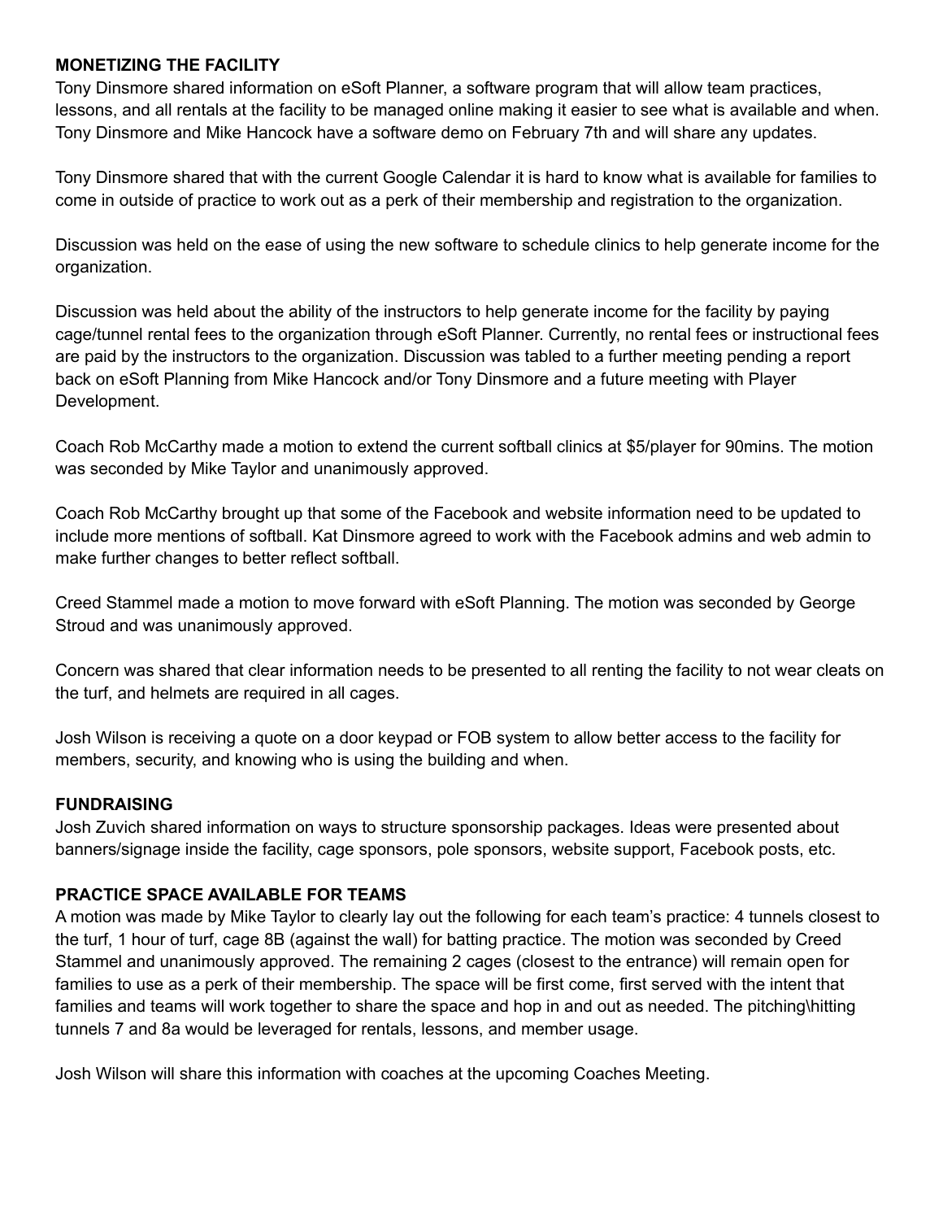**MONETIZING THE FACILITY**

Tony Dinsmore shared information on eSoft Planner, a software program that will allow team practices, lessons, and all rentals at the facility to be managed online making it easier to see what is available and when. Tony Dinsmore and Mike Hancock have a software demo on February 7th and will share any updates.

Tony Dinsmore shared that with the current Google Calendar it is hard to know what is available for families to come in outside of practice to work out as a perk of their membership and registration to the organization.

Discussion was held on the ease of using the new software to schedule clinics to help generate income for the organization.

Discussion was held about the ability of the instructors to help generate income for the facility by paying cage/tunnel rental fees to the organization through eSoft Planner. Currently, no rental fees or instructional fees are paid by the instructors to the organization. Discussion was tabled to a further meeting pending a report back on eSoft Planning from Mike Hancock and/or Tony Dinsmore and a future meeting with Player Development.

Coach Rob McCarthy made a motion to extend the current softball clinics at $5/player for 90mins. The motion was seconded by Mike Taylor and unanimously approved.

Coach Rob McCarthy brought up that some of the Facebook and website information need to be updated to include more mentions of softball. Kat Dinsmore agreed to work with the Facebook admins and web admin to make further changes to better reflect softball.

Creed Stammel made a motion to move forward with eSoft Planning. The motion was seconded by George Stroud and was unanimously approved.

Concern was shared that clear information needs to be presented to all renting the facility to not wear cleats on the turf, and helmets are required in all cages.

Josh Wilson is receiving a quote on a door keypad or FOB system to allow better access to the facility for members, security, and knowing who is using the building and when.

**FUNDRAISING**

Josh Zuvich shared information on ways to structure sponsorship packages. Ideas were presented about banners/signage inside the facility, cage sponsors, pole sponsors, website support, Facebook posts, etc.

**PRACTICE SPACE AVAILABLE FOR TEAMS**

A motion was made by Mike Taylor to clearly lay out the following for each team's practice: 4 tunnels closest to the turf, 1 hour of turf, cage 8B (against the wall) for batting practice. The motion was seconded by Creed Stammel and unanimously approved. The remaining 2 cages (closest to the entrance) will remain open for families to use as a perk of their membership. The space will be first come, first served with the intent that families and teams will work together to share the space and hop in and out as needed. The pitching\hitting tunnels 7 and 8a would be leveraged for rentals, lessons, and member usage.

Josh Wilson will share this information with coaches at the upcoming Coaches Meeting.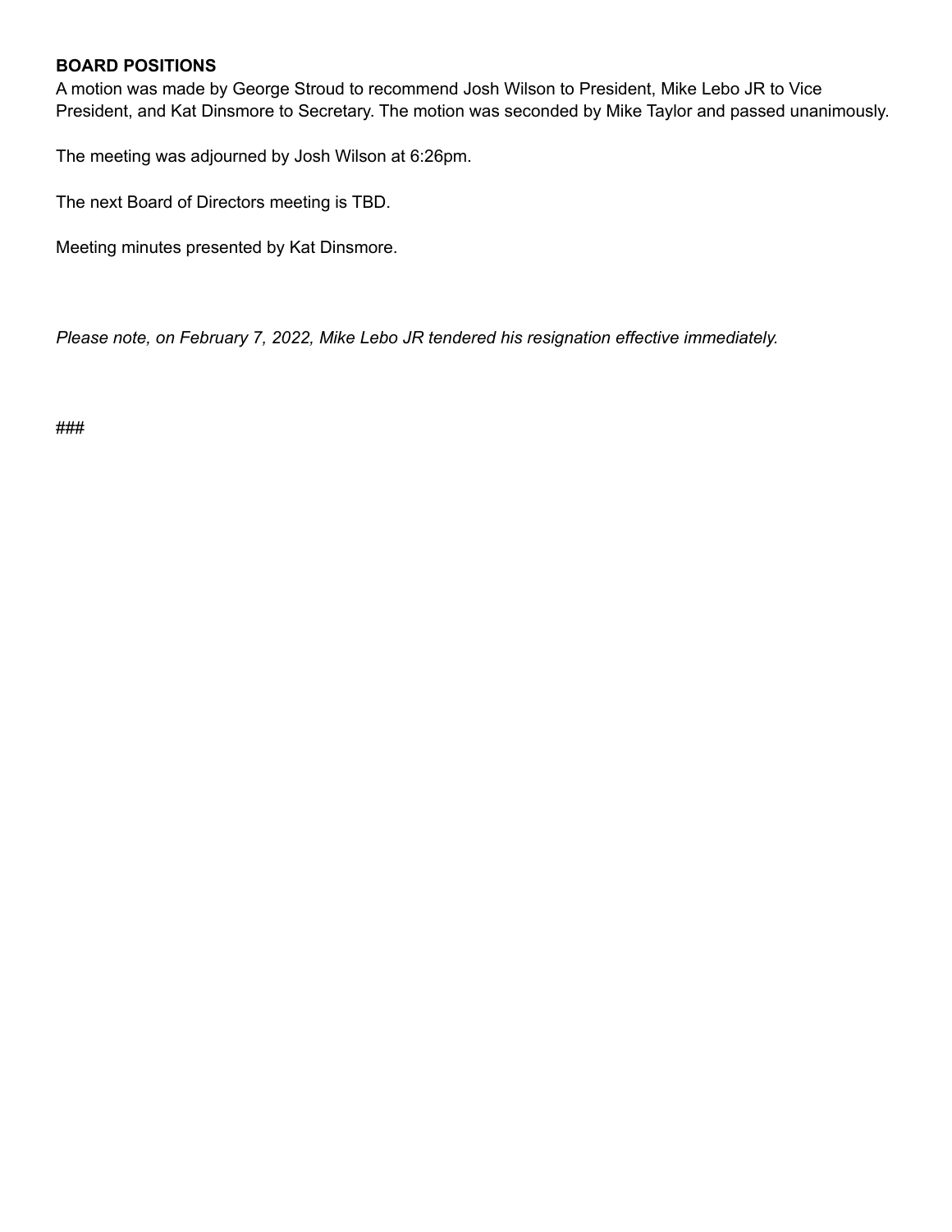**BOARD POSITIONS**
A motion was made by George Stroud to recommend Josh Wilson to President, Mike Lebo JR to Vice President, and Kat Dinsmore to Secretary. The motion was seconded by Mike Taylor and passed unanimously.

The meeting was adjourned by Josh Wilson at 6:26pm.

The next Board of Directors meeting is TBD.

Meeting minutes presented by Kat Dinsmore.

*Please note, on February 7, 2022, Mike Lebo JR tendered his resignation effective immediately.*

###